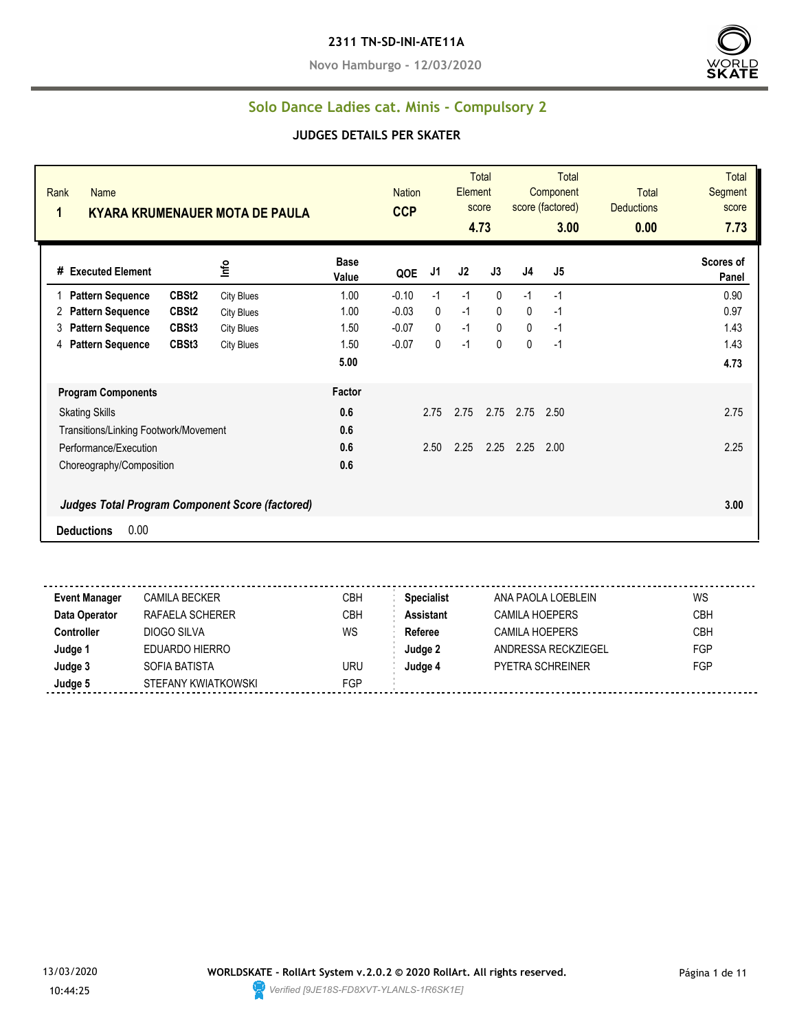**2311 TN-SD-INI-ATE11A**

**Novo Hamburgo - 12/03/2020**

## Solo Dance Ladies cat. Minis - Compulsory 2

### JUDGES DETAILS PER SKATER

| Rank | Name | Nation | Total Element score | Total Component score (factored) | Total Deductions | Total Segment score |
|---|---|---|---|---|---|---|
| 1 | KYARA KRUMENAUER MOTA DE PAULA | CCP | 4.73 | 3.00 | 0.00 | 7.73 |

| # | Executed Element | | Info | Base Value | QOE | J1 | J2 | J3 | J4 | J5 | Scores of Panel |
|---|---|---|---|---|---|---|---|---|---|---|---|
| 1 | Pattern Sequence | CBSt2 | City Blues | 1.00 | -0.10 | -1 | -1 | 0 | -1 | -1 | 0.90 |
| 2 | Pattern Sequence | CBSt2 | City Blues | 1.00 | -0.03 | 0 | -1 | 0 | 0 | -1 | 0.97 |
| 3 | Pattern Sequence | CBSt3 | City Blues | 1.50 | -0.07 | 0 | -1 | 0 | 0 | -1 | 1.43 |
| 4 | Pattern Sequence | CBSt3 | City Blues | 1.50 | -0.07 | 0 | -1 | 0 | 0 | -1 | 1.43 |
| | | | | 5.00 | | | | | | | 4.73 |

| Program Components | Factor | J1 | J2 | J3 | J4 | J5 | |
|---|---|---|---|---|---|---|---|
| Skating Skills | 0.6 | 2.75 | 2.75 | 2.75 | 2.75 | 2.50 | 2.75 |
| Transitions/Linking Footwork/Movement | 0.6 | | | | | | |
| Performance/Execution | 0.6 | 2.50 | 2.25 | 2.25 | 2.25 | 2.00 | 2.25 |
| Choreography/Composition | 0.6 | | | | | | |
| ***Judges Total Program Component Score (factored)*** | | | | | | | 3.00 |

**Deductions** 0.00

| | | | | | |
|---|---|---|---|---|---|
| **Event Manager** | CAMILA BECKER | CBH | **Specialist** | ANA PAOLA LOEBLEIN | WS |
| **Data Operator** | RAFAELA SCHERER | CBH | **Assistant** | CAMILA HOEPERS | CBH |
| **Controller** | DIOGO SILVA | WS | **Referee** | CAMILA HOEPERS | CBH |
| **Judge 1** | EDUARDO HIERRO | | **Judge 2** | ANDRESSA RECKZIEGEL | FGP |
| **Judge 3** | SOFIA BATISTA | URU | **Judge 4** | PYETRA SCHREINER | FGP |
| **Judge 5** | STEFANY KWIATKOWSKI | FGP | | | |

13/03/2020 10:44:25

**WORLDSKATE - RollArt System v.2.0.2 © 2020 RollArt. All rights reserved.**

*Verified [9JE18S-FD8XVT-YLANLS-1R6SK1E]*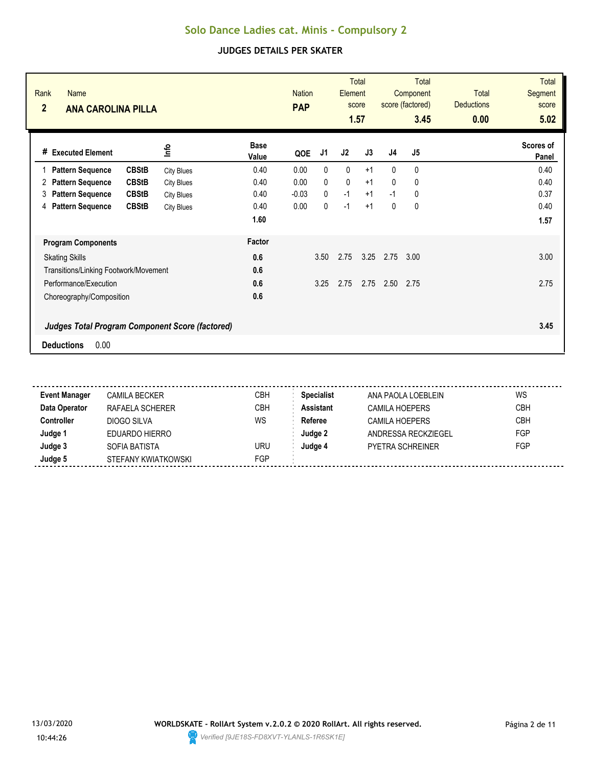# Solo Dance Ladies cat. Minis - Compulsory 2

## JUDGES DETAILS PER SKATER

| Rank | Name | Nation | Total Element score | Total Component score (factored) | Total Deductions | Total Segment score |
|---|---|---|---|---|---|---|
| 2 | ANA CAROLINA PILLA | PAP | 1.57 | 3.45 | 0.00 | 5.02 |

| # | Executed Element | | Info | Base Value | QOE | J1 | J2 | J3 | J4 | J5 | Scores of Panel |
|---|---|---|---|---|---|---|---|---|---|---|---|
| 1 | Pattern Sequence | CBStB | City Blues | 0.40 | 0.00 | 0 | 0 | +1 | 0 | 0 | 0.40 |
| 2 | Pattern Sequence | CBStB | City Blues | 0.40 | 0.00 | 0 | 0 | +1 | 0 | 0 | 0.40 |
| 3 | Pattern Sequence | CBStB | City Blues | 0.40 | -0.03 | 0 | -1 | +1 | -1 | 0 | 0.37 |
| 4 | Pattern Sequence | CBStB | City Blues | 0.40 | 0.00 | 0 | -1 | +1 | 0 | 0 | 0.40 |
| | | | | 1.60 | | | | | | | 1.57 |

| Program Components | Factor | J1 | J2 | J3 | J4 | J5 | |
|---|---|---|---|---|---|---|---|
| Skating Skills | 0.6 | 3.50 | 2.75 | 3.25 | 2.75 | 3.00 | 3.00 |
| Transitions/Linking Footwork/Movement | 0.6 | | | | | | |
| Performance/Execution | 0.6 | 3.25 | 2.75 | 2.75 | 2.50 | 2.75 | 2.75 |
| Choreography/Composition | 0.6 | | | | | | |
| ***Judges Total Program Component Score (factored)*** | | | | | | | 3.45 |

**Deductions** 0.00

| | | | | | |
|---|---|---|---|---|---|
| **Event Manager** | CAMILA BECKER | CBH | **Specialist** | ANA PAOLA LOEBLEIN | WS |
| **Data Operator** | RAFAELA SCHERER | CBH | **Assistant** | CAMILA HOEPERS | CBH |
| **Controller** | DIOGO SILVA | WS | **Referee** | CAMILA HOEPERS | CBH |
| **Judge 1** | EDUARDO HIERRO | | **Judge 2** | ANDRESSA RECKZIEGEL | FGP |
| **Judge 3** | SOFIA BATISTA | URU | **Judge 4** | PYETRA SCHREINER | FGP |
| **Judge 5** | STEFANY KWIATKOWSKI | FGP | | | |

13/03/2020 10:44:26

**WORLDSKATE - RollArt System v.2.0.2 © 2020 RollArt. All rights reserved.**

*Verified [9JE18S-FD8XVT-YLANLS-1R6SK1E]*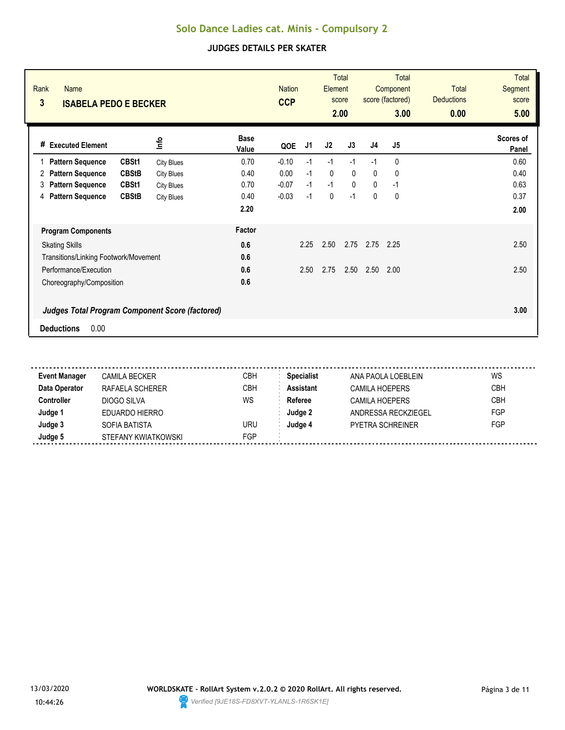# Solo Dance Ladies cat. Minis - Compulsory 2

## JUDGES DETAILS PER SKATER

| Rank | Name | Nation | Total Element score | Total Component score (factored) | Total Deductions | Total Segment score |
|---|---|---|---|---|---|---|
| 3 | **ISABELA PEDO E BECKER** | **CCP** | **2.00** | **3.00** | **0.00** | **5.00** |

| # | Executed Element | | Info | Base Value | QOE | J1 | J2 | J3 | J4 | J5 | Scores of Panel |
|---|---|---|---|---|---|---|---|---|---|---|---|
| 1 | **Pattern Sequence** | **CBSt1** | City Blues | 0.70 | -0.10 | -1 | -1 | -1 | -1 | 0 | 0.60 |
| 2 | **Pattern Sequence** | **CBStB** | City Blues | 0.40 | 0.00 | -1 | 0 | 0 | 0 | 0 | 0.40 |
| 3 | **Pattern Sequence** | **CBSt1** | City Blues | 0.70 | -0.07 | -1 | -1 | 0 | 0 | -1 | 0.63 |
| 4 | **Pattern Sequence** | **CBStB** | City Blues | 0.40 | -0.03 | -1 | 0 | -1 | 0 | 0 | 0.37 |
| | | | | **2.20** | | | | | | | **2.00** |

| **Program Components** | **Factor** | J1 | J2 | J3 | J4 | J5 | |
|---|---|---|---|---|---|---|---|
| Skating Skills | **0.6** | 2.25 | 2.50 | 2.75 | 2.75 | 2.25 | 2.50 |
| Transitions/Linking Footwork/Movement | **0.6** | | | | | | |
| Performance/Execution | **0.6** | 2.50 | 2.75 | 2.50 | 2.50 | 2.00 | 2.50 |
| Choreography/Composition | **0.6** | | | | | | |
| ***Judges Total Program Component Score (factored)*** | | | | | | | **3.00** |

**Deductions** 0.00

| | | | | | |
|---|---|---|---|---|---|
| **Event Manager** | CAMILA BECKER | CBH | **Specialist** | ANA PAOLA LOEBLEIN | WS |
| **Data Operator** | RAFAELA SCHERER | CBH | **Assistant** | CAMILA HOEPERS | CBH |
| **Controller** | DIOGO SILVA | WS | **Referee** | CAMILA HOEPERS | CBH |
| **Judge 1** | EDUARDO HIERRO | | **Judge 2** | ANDRESSA RECKZIEGEL | FGP |
| **Judge 3** | SOFIA BATISTA | URU | **Judge 4** | PYETRA SCHREINER | FGP |
| **Judge 5** | STEFANY KWIATKOWSKI | FGP | | | |

13/03/2020 10:44:26

**WORLDSKATE - RollArt System v.2.0.2 © 2020 RollArt. All rights reserved.**

*Verified [9JE18S-FD8XVT-YLANLS-1R6SK1E]*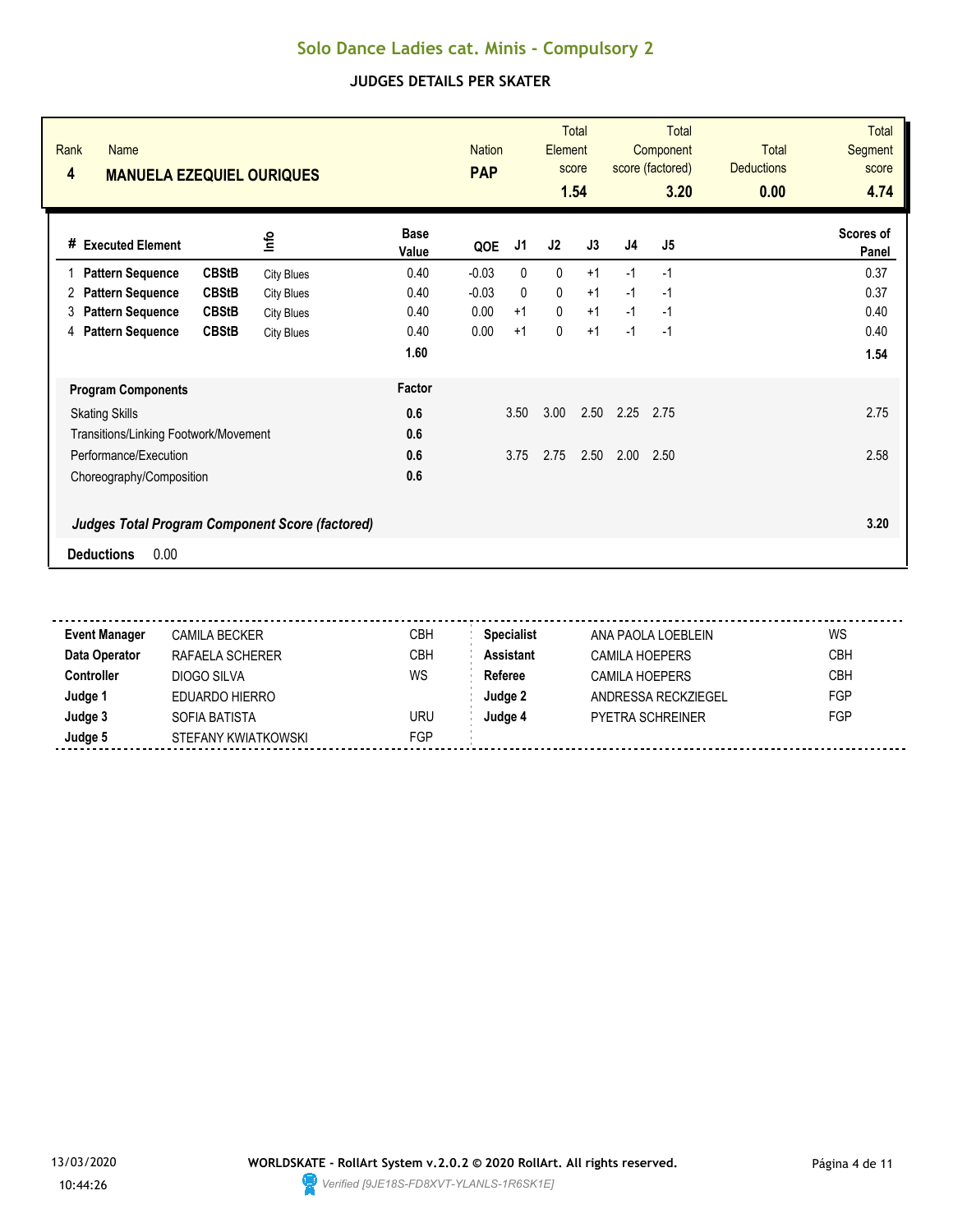# Solo Dance Ladies cat. Minis - Compulsory 2

## JUDGES DETAILS PER SKATER

| Rank | Name | Nation | Total Element score | Total Component score (factored) | Total Deductions | Total Segment score |
|---|---|---|---|---|---|---|
| 4 | **MANUELA EZEQUIEL OURIQUES** | **PAP** | **1.54** | **3.20** | **0.00** | **4.74** |

| # | Executed Element | | Info | Base Value | QOE | J1 | J2 | J3 | J4 | J5 | Scores of Panel |
|---|---|---|---|---|---|---|---|---|---|---|---|
| 1 | **Pattern Sequence** | **CBStB** | City Blues | 0.40 | -0.03 | 0 | 0 | +1 | -1 | -1 | 0.37 |
| 2 | **Pattern Sequence** | **CBStB** | City Blues | 0.40 | -0.03 | 0 | 0 | +1 | -1 | -1 | 0.37 |
| 3 | **Pattern Sequence** | **CBStB** | City Blues | 0.40 | 0.00 | +1 | 0 | +1 | -1 | -1 | 0.40 |
| 4 | **Pattern Sequence** | **CBStB** | City Blues | 0.40 | 0.00 | +1 | 0 | +1 | -1 | -1 | 0.40 |
| | | | | **1.60** | | | | | | | **1.54** |

| **Program Components** | **Factor** | J1 | J2 | J3 | J4 | J5 | |
|---|---|---|---|---|---|---|---|
| Skating Skills | **0.6** | 3.50 | 3.00 | 2.50 | 2.25 | 2.75 | 2.75 |
| Transitions/Linking Footwork/Movement | **0.6** | | | | | | |
| Performance/Execution | **0.6** | 3.75 | 2.75 | 2.50 | 2.00 | 2.50 | 2.58 |
| Choreography/Composition | **0.6** | | | | | | |
| ***Judges Total Program Component Score (factored)*** | | | | | | | **3.20** |

**Deductions** 0.00

| | | | | | |
|---|---|---|---|---|---|
| **Event Manager** | CAMILA BECKER | CBH | **Specialist** | ANA PAOLA LOEBLEIN | WS |
| **Data Operator** | RAFAELA SCHERER | CBH | **Assistant** | CAMILA HOEPERS | CBH |
| **Controller** | DIOGO SILVA | WS | **Referee** | CAMILA HOEPERS | CBH |
| **Judge 1** | EDUARDO HIERRO | | **Judge 2** | ANDRESSA RECKZIEGEL | FGP |
| **Judge 3** | SOFIA BATISTA | URU | **Judge 4** | PYETRA SCHREINER | FGP |
| **Judge 5** | STEFANY KWIATKOWSKI | FGP | | | |

13/03/2020 10:44:26

**WORLDSKATE - RollArt System v.2.0.2 © 2020 RollArt. All rights reserved.**

*Verified [9JE18S-FD8XVT-YLANLS-1R6SK1E]*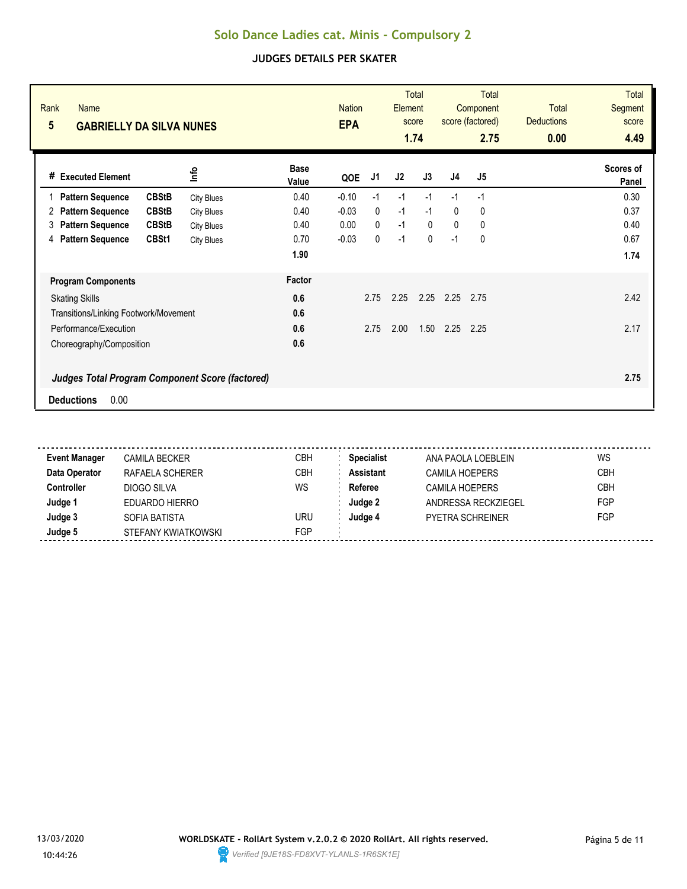# Solo Dance Ladies cat. Minis - Compulsory 2

## JUDGES DETAILS PER SKATER

| Rank | Name | Nation | Total Element score | Total Component score (factored) | Total Deductions | Total Segment score |
|---|---|---|---|---|---|---|
| 5 | **GABRIELLY DA SILVA NUNES** | **EPA** | 1.74 | 2.75 | 0.00 | 4.49 |

| # | Executed Element | | Info | Base Value | QOE | J1 | J2 | J3 | J4 | J5 | Scores of Panel |
|---|---|---|---|---|---|---|---|---|---|---|---|
| 1 | **Pattern Sequence** | **CBStB** | City Blues | 0.40 | -0.10 | -1 | -1 | -1 | -1 | -1 | 0.30 |
| 2 | **Pattern Sequence** | **CBStB** | City Blues | 0.40 | -0.03 | 0 | -1 | -1 | 0 | 0 | 0.37 |
| 3 | **Pattern Sequence** | **CBStB** | City Blues | 0.40 | 0.00 | 0 | -1 | 0 | 0 | 0 | 0.40 |
| 4 | **Pattern Sequence** | **CBSt1** | City Blues | 0.70 | -0.03 | 0 | -1 | 0 | -1 | 0 | 0.67 |
| | | | | **1.90** | | | | | | | **1.74** |

| Program Components | Factor | J1 | J2 | J3 | J4 | J5 | |
|---|---|---|---|---|---|---|---|
| Skating Skills | 0.6 | 2.75 | 2.25 | 2.25 | 2.25 | 2.75 | 2.42 |
| Transitions/Linking Footwork/Movement | 0.6 | | | | | | |
| Performance/Execution | 0.6 | 2.75 | 2.00 | 1.50 | 2.25 | 2.25 | 2.17 |
| Choreography/Composition | 0.6 | | | | | | |

***Judges Total Program Component Score (factored)*** **2.75**

**Deductions** 0.00

| | | | | | |
|---|---|---|---|---|---|
| **Event Manager** | CAMILA BECKER | CBH | **Specialist** | ANA PAOLA LOEBLEIN | WS |
| **Data Operator** | RAFAELA SCHERER | CBH | **Assistant** | CAMILA HOEPERS | CBH |
| **Controller** | DIOGO SILVA | WS | **Referee** | CAMILA HOEPERS | CBH |
| **Judge 1** | EDUARDO HIERRO | | **Judge 2** | ANDRESSA RECKZIEGEL | FGP |
| **Judge 3** | SOFIA BATISTA | URU | **Judge 4** | PYETRA SCHREINER | FGP |
| **Judge 5** | STEFANY KWIATKOWSKI | FGP | | | |

13/03/2020 10:44:26

**WORLDSKATE - RollArt System v.2.0.2 © 2020 RollArt. All rights reserved.**

*Verified [9JE18S-FD8XVT-YLANLS-1R6SK1E]*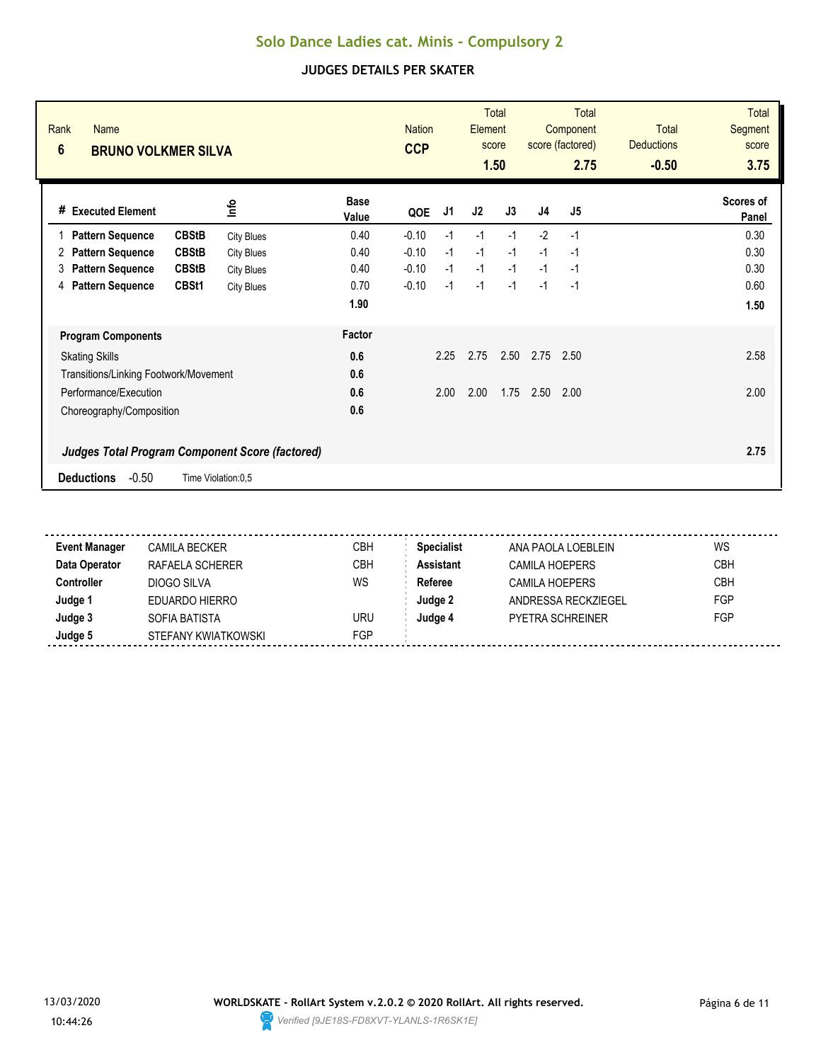# Solo Dance Ladies cat. Minis - Compulsory 2

## JUDGES DETAILS PER SKATER

| Rank | Name | Nation | Total Element score | Total Component score (factored) | Total Deductions | Total Segment score |
|---|---|---|---|---|---|---|
| 6 | **BRUNO VOLKMER SILVA** | **CCP** | **1.50** | **2.75** | **-0.50** | **3.75** |

| # | Executed Element | | Info | Base Value | QOE | J1 | J2 | J3 | J4 | J5 | Scores of Panel |
|---|---|---|---|---|---|---|---|---|---|---|---|
| 1 | **Pattern Sequence** | **CBStB** | City Blues | 0.40 | -0.10 | -1 | -1 | -1 | -2 | -1 | 0.30 |
| 2 | **Pattern Sequence** | **CBStB** | City Blues | 0.40 | -0.10 | -1 | -1 | -1 | -1 | -1 | 0.30 |
| 3 | **Pattern Sequence** | **CBStB** | City Blues | 0.40 | -0.10 | -1 | -1 | -1 | -1 | -1 | 0.30 |
| 4 | **Pattern Sequence** | **CBSt1** | City Blues | 0.70 | -0.10 | -1 | -1 | -1 | -1 | -1 | 0.60 |
| | | | | **1.90** | | | | | | | **1.50** |

| **Program Components** | **Factor** | J1 | J2 | J3 | J4 | J5 | |
|---|---|---|---|---|---|---|---|
| Skating Skills | **0.6** | 2.25 | 2.75 | 2.50 | 2.75 | 2.50 | 2.58 |
| Transitions/Linking Footwork/Movement | **0.6** | | | | | | |
| Performance/Execution | **0.6** | 2.00 | 2.00 | 1.75 | 2.50 | 2.00 | 2.00 |
| Choreography/Composition | **0.6** | | | | | | |
| ***Judges Total Program Component Score (factored)*** | | | | | | | **2.75** |

**Deductions** -0.50 Time Violation:0,5

| | | | | | |
|---|---|---|---|---|---|
| **Event Manager** | CAMILA BECKER | CBH | **Specialist** | ANA PAOLA LOEBLEIN | WS |
| **Data Operator** | RAFAELA SCHERER | CBH | **Assistant** | CAMILA HOEPERS | CBH |
| **Controller** | DIOGO SILVA | WS | **Referee** | CAMILA HOEPERS | CBH |
| **Judge 1** | EDUARDO HIERRO | | **Judge 2** | ANDRESSA RECKZIEGEL | FGP |
| **Judge 3** | SOFIA BATISTA | URU | **Judge 4** | PYETRA SCHREINER | FGP |
| **Judge 5** | STEFANY KWIATKOWSKI | FGP | | | |

13/03/2020 10:44:26

**WORLDSKATE - RollArt System v.2.0.2 © 2020 RollArt. All rights reserved.**

*Verified [9JE18S-FD8XVT-YLANLS-1R6SK1E]*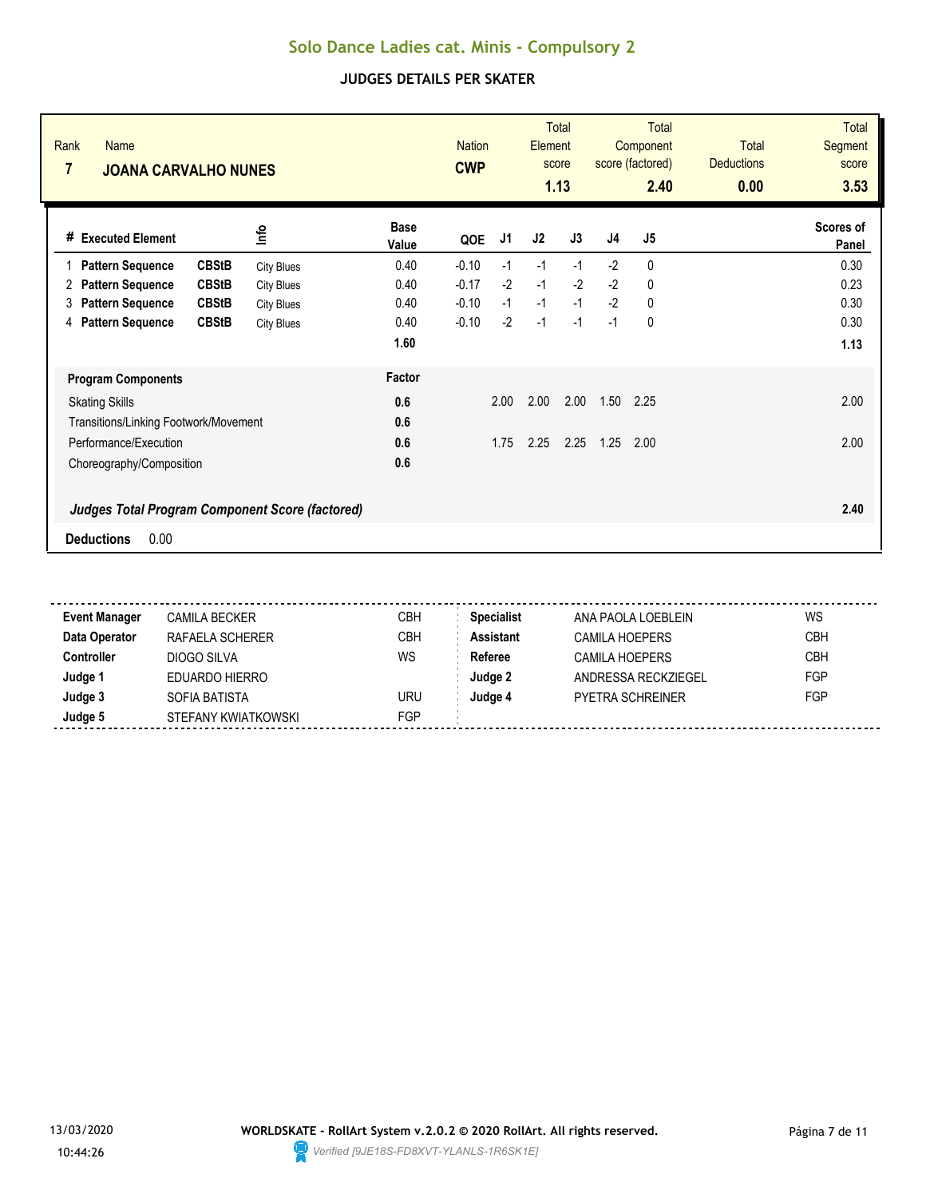# Solo Dance Ladies cat. Minis - Compulsory 2

## JUDGES DETAILS PER SKATER

| Rank | Name | Nation | Total Element score | Total Component score (factored) | Total Deductions | Total Segment score |
|---|---|---|---|---|---|---|
| 7 | **JOANA CARVALHO NUNES** | **CWP** | **1.13** | **2.40** | **0.00** | **3.53** |

| # | Executed Element | | Info | Base Value | QOE | J1 | J2 | J3 | J4 | J5 | Scores of Panel |
|---|---|---|---|---|---|---|---|---|---|---|---|
| 1 | **Pattern Sequence** | **CBStB** | City Blues | 0.40 | -0.10 | -1 | -1 | -1 | -2 | 0 | 0.30 |
| 2 | **Pattern Sequence** | **CBStB** | City Blues | 0.40 | -0.17 | -2 | -1 | -2 | -2 | 0 | 0.23 |
| 3 | **Pattern Sequence** | **CBStB** | City Blues | 0.40 | -0.10 | -1 | -1 | -1 | -2 | 0 | 0.30 |
| 4 | **Pattern Sequence** | **CBStB** | City Blues | 0.40 | -0.10 | -2 | -1 | -1 | -1 | 0 | 0.30 |
| | | | | **1.60** | | | | | | | **1.13** |

| **Program Components** | **Factor** | J1 | J2 | J3 | J4 | J5 | |
|---|---|---|---|---|---|---|---|
| Skating Skills | **0.6** | 2.00 | 2.00 | 2.00 | 1.50 | 2.25 | 2.00 |
| Transitions/Linking Footwork/Movement | **0.6** | | | | | | |
| Performance/Execution | **0.6** | 1.75 | 2.25 | 2.25 | 1.25 | 2.00 | 2.00 |
| Choreography/Composition | **0.6** | | | | | | |
| ***Judges Total Program Component Score (factored)*** | | | | | | | **2.40** |

**Deductions** 0.00

| | | | | | |
|---|---|---|---|---|---|
| **Event Manager** | CAMILA BECKER | CBH | **Specialist** | ANA PAOLA LOEBLEIN | WS |
| **Data Operator** | RAFAELA SCHERER | CBH | **Assistant** | CAMILA HOEPERS | CBH |
| **Controller** | DIOGO SILVA | WS | **Referee** | CAMILA HOEPERS | CBH |
| **Judge 1** | EDUARDO HIERRO | | **Judge 2** | ANDRESSA RECKZIEGEL | FGP |
| **Judge 3** | SOFIA BATISTA | URU | **Judge 4** | PYETRA SCHREINER | FGP |
| **Judge 5** | STEFANY KWIATKOWSKI | FGP | | | |

13/03/2020 10:44:26

**WORLDSKATE - RollArt System v.2.0.2 © 2020 RollArt. All rights reserved.**

*Verified [9JE18S-FD8XVT-YLANLS-1R6SK1E]*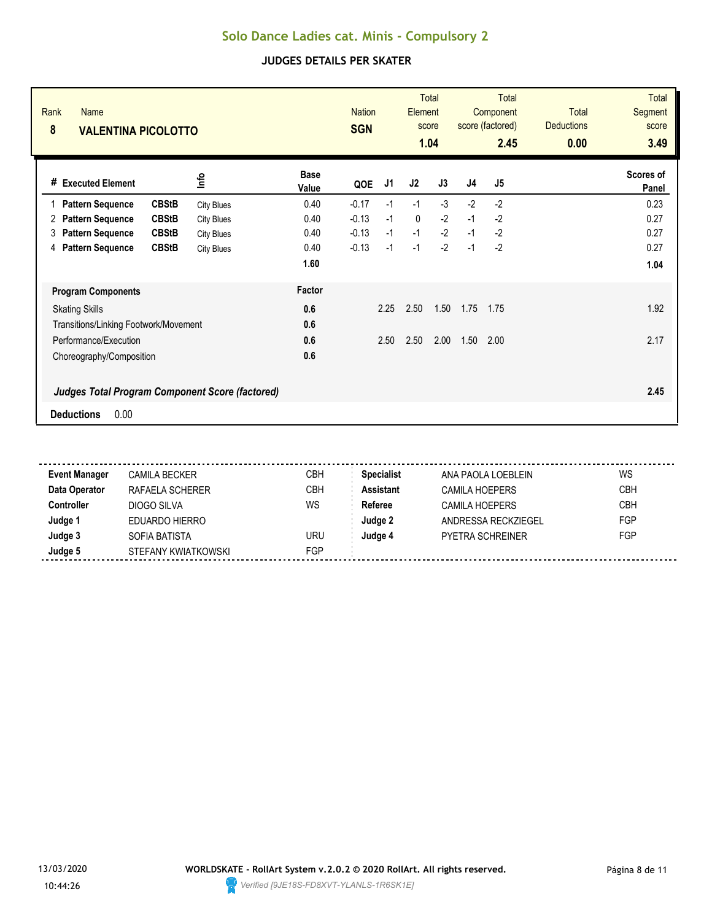# Solo Dance Ladies cat. Minis - Compulsory 2

## JUDGES DETAILS PER SKATER

| Rank | Name | Nation | Total Element score | Total Component score (factored) | Total Deductions | Total Segment score |
|---|---|---|---|---|---|---|
| 8 | VALENTINA PICOLOTTO | SGN | 1.04 | 2.45 | 0.00 | 3.49 |

| # | Executed Element | | Info | Base Value | QOE | J1 | J2 | J3 | J4 | J5 | Scores of Panel |
|---|---|---|---|---|---|---|---|---|---|---|---|
| 1 | Pattern Sequence | CBStB | City Blues | 0.40 | -0.17 | -1 | -1 | -3 | -2 | -2 | 0.23 |
| 2 | Pattern Sequence | CBStB | City Blues | 0.40 | -0.13 | -1 | 0 | -2 | -1 | -2 | 0.27 |
| 3 | Pattern Sequence | CBStB | City Blues | 0.40 | -0.13 | -1 | -1 | -2 | -1 | -2 | 0.27 |
| 4 | Pattern Sequence | CBStB | City Blues | 0.40 | -0.13 | -1 | -1 | -2 | -1 | -2 | 0.27 |
| | | | | 1.60 | | | | | | | 1.04 |

| Program Components | Factor | J1 | J2 | J3 | J4 | J5 | |
|---|---|---|---|---|---|---|---|
| Skating Skills | 0.6 | 2.25 | 2.50 | 1.50 | 1.75 | 1.75 | 1.92 |
| Transitions/Linking Footwork/Movement | 0.6 | | | | | | |
| Performance/Execution | 0.6 | 2.50 | 2.50 | 2.00 | 1.50 | 2.00 | 2.17 |
| Choreography/Composition | 0.6 | | | | | | |
| ***Judges Total Program Component Score (factored)*** | | | | | | | 2.45 |

**Deductions** 0.00

| | | | | | |
|---|---|---|---|---|---|
| **Event Manager** | CAMILA BECKER | CBH | **Specialist** | ANA PAOLA LOEBLEIN | WS |
| **Data Operator** | RAFAELA SCHERER | CBH | **Assistant** | CAMILA HOEPERS | CBH |
| **Controller** | DIOGO SILVA | WS | **Referee** | CAMILA HOEPERS | CBH |
| **Judge 1** | EDUARDO HIERRO | | **Judge 2** | ANDRESSA RECKZIEGEL | FGP |
| **Judge 3** | SOFIA BATISTA | URU | **Judge 4** | PYETRA SCHREINER | FGP |
| **Judge 5** | STEFANY KWIATKOWSKI | FGP | | | |

13/03/2020 10:44:26

**WORLDSKATE - RollArt System v.2.0.2 © 2020 RollArt. All rights reserved.**

*Verified [9JE18S-FD8XVT-YLANLS-1R6SK1E]*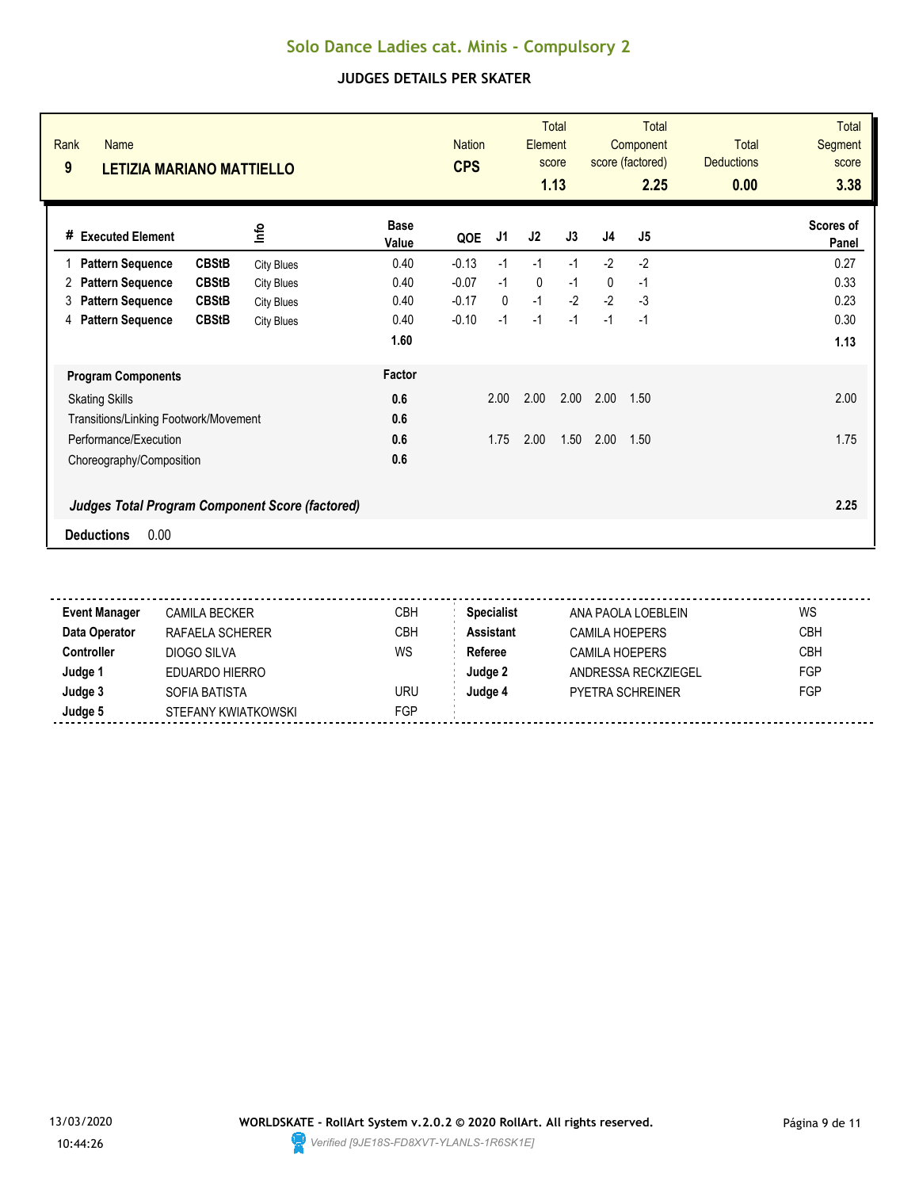# Solo Dance Ladies cat. Minis - Compulsory 2

## JUDGES DETAILS PER SKATER

| Rank | Name | Nation | Total Element score | Total Component score (factored) | Total Deductions | Total Segment score |
|---|---|---|---|---|---|---|
| 9 | LETIZIA MARIANO MATTIELLO | CPS | 1.13 | 2.25 | 0.00 | 3.38 |

| # | Executed Element | | Info | Base Value | QOE | J1 | J2 | J3 | J4 | J5 | Scores of Panel |
|---|---|---|---|---|---|---|---|---|---|---|---|
| 1 | Pattern Sequence | CBStB | City Blues | 0.40 | -0.13 | -1 | -1 | -1 | -2 | -2 | 0.27 |
| 2 | Pattern Sequence | CBStB | City Blues | 0.40 | -0.07 | -1 | 0 | -1 | 0 | -1 | 0.33 |
| 3 | Pattern Sequence | CBStB | City Blues | 0.40 | -0.17 | 0 | -1 | -2 | -2 | -3 | 0.23 |
| 4 | Pattern Sequence | CBStB | City Blues | 0.40 | -0.10 | -1 | -1 | -1 | -1 | -1 | 0.30 |
| | | | | 1.60 | | | | | | | 1.13 |

| Program Components | Factor | J1 | J2 | J3 | J4 | J5 | |
|---|---|---|---|---|---|---|---|
| Skating Skills | 0.6 | 2.00 | 2.00 | 2.00 | 2.00 | 1.50 | 2.00 |
| Transitions/Linking Footwork/Movement | 0.6 | | | | | | |
| Performance/Execution | 0.6 | 1.75 | 2.00 | 1.50 | 2.00 | 1.50 | 1.75 |
| Choreography/Composition | 0.6 | | | | | | |
| ***Judges Total Program Component Score (factored)*** | | | | | | | 2.25 |

**Deductions** 0.00

| | | | | | |
|---|---|---|---|---|---|
| **Event Manager** | CAMILA BECKER | CBH | **Specialist** | ANA PAOLA LOEBLEIN | WS |
| **Data Operator** | RAFAELA SCHERER | CBH | **Assistant** | CAMILA HOEPERS | CBH |
| **Controller** | DIOGO SILVA | WS | **Referee** | CAMILA HOEPERS | CBH |
| **Judge 1** | EDUARDO HIERRO | | **Judge 2** | ANDRESSA RECKZIEGEL | FGP |
| **Judge 3** | SOFIA BATISTA | URU | **Judge 4** | PYETRA SCHREINER | FGP |
| **Judge 5** | STEFANY KWIATKOWSKI | FGP | | | |

13/03/2020 10:44:26

**WORLDSKATE - RollArt System v.2.0.2 © 2020 RollArt. All rights reserved.**

*Verified [9JE18S-FD8XVT-YLANLS-1R6SK1E]*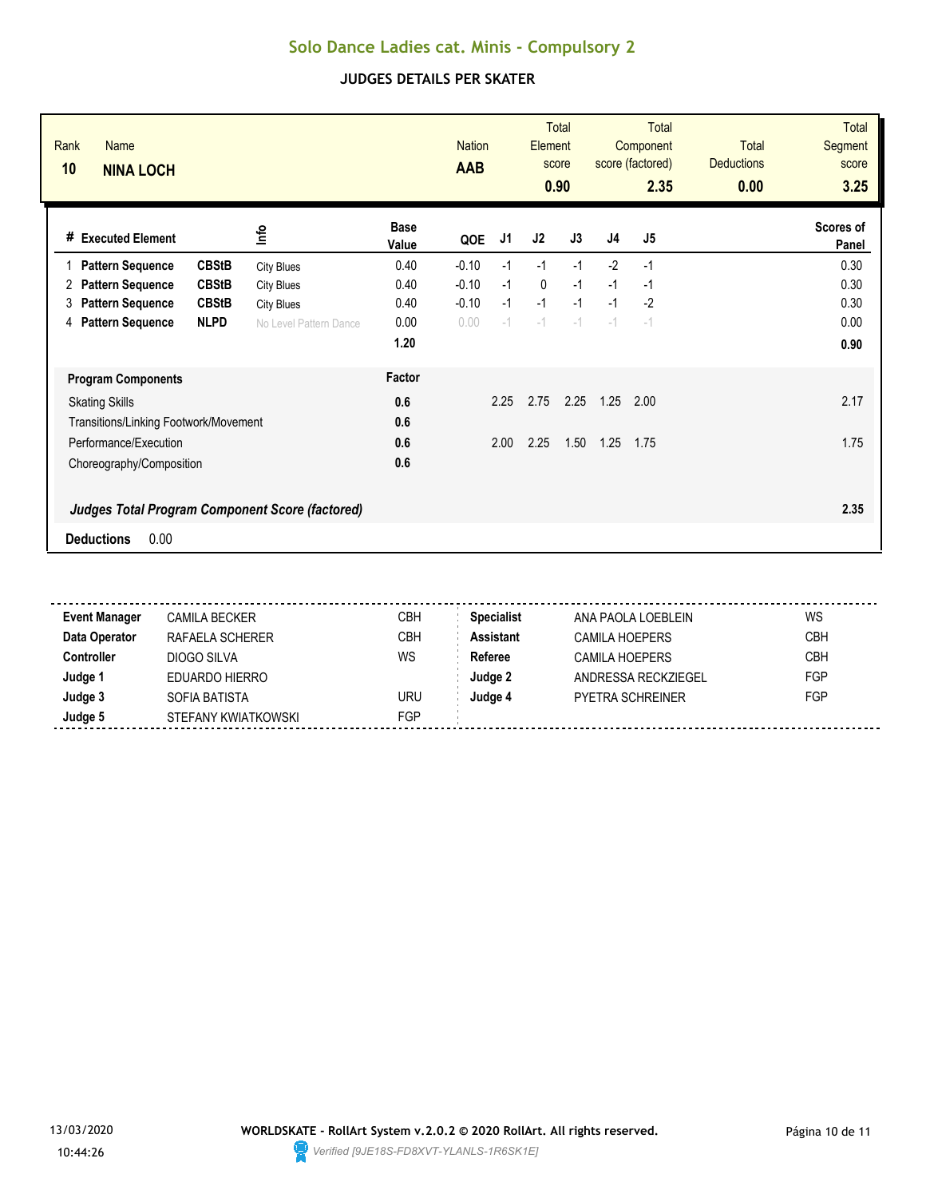# Solo Dance Ladies cat. Minis - Compulsory 2

## JUDGES DETAILS PER SKATER

| Rank | Name | Nation | Total Element score | Total Component score (factored) | Total Deductions | Total Segment score |
|---|---|---|---|---|---|---|
| 10 | NINA LOCH | AAB | 0.90 | 2.35 | 0.00 | 3.25 |

| # | Executed Element | | Info | Base Value | QOE | J1 | J2 | J3 | J4 | J5 | Scores of Panel |
|---|---|---|---|---|---|---|---|---|---|---|---|
| 1 | Pattern Sequence | CBStB | City Blues | 0.40 | -0.10 | -1 | -1 | -1 | -2 | -1 | 0.30 |
| 2 | Pattern Sequence | CBStB | City Blues | 0.40 | -0.10 | -1 | 0 | -1 | -1 | -1 | 0.30 |
| 3 | Pattern Sequence | CBStB | City Blues | 0.40 | -0.10 | -1 | -1 | -1 | -1 | -2 | 0.30 |
| 4 | Pattern Sequence | NLPD | No Level Pattern Dance | 0.00 | 0.00 | -1 | -1 | -1 | -1 | -1 | 0.00 |
| | | | | 1.20 | | | | | | | 0.90 |

| Program Components | Factor | J1 | J2 | J3 | J4 | J5 | |
|---|---|---|---|---|---|---|---|
| Skating Skills | 0.6 | 2.25 | 2.75 | 2.25 | 1.25 | 2.00 | 2.17 |
| Transitions/Linking Footwork/Movement | 0.6 | | | | | | |
| Performance/Execution | 0.6 | 2.00 | 2.25 | 1.50 | 1.25 | 1.75 | 1.75 |
| Choreography/Composition | 0.6 | | | | | | |
| ***Judges Total Program Component Score (factored)*** | | | | | | | 2.35 |

**Deductions** 0.00

| | | | | | |
|---|---|---|---|---|---|
| **Event Manager** | CAMILA BECKER | CBH | **Specialist** | ANA PAOLA LOEBLEIN | WS |
| **Data Operator** | RAFAELA SCHERER | CBH | **Assistant** | CAMILA HOEPERS | CBH |
| **Controller** | DIOGO SILVA | WS | **Referee** | CAMILA HOEPERS | CBH |
| **Judge 1** | EDUARDO HIERRO | | **Judge 2** | ANDRESSA RECKZIEGEL | FGP |
| **Judge 3** | SOFIA BATISTA | URU | **Judge 4** | PYETRA SCHREINER | FGP |
| **Judge 5** | STEFANY KWIATKOWSKI | FGP | | | |

13/03/2020 10:44:26

**WORLDSKATE - RollArt System v.2.0.2 © 2020 RollArt. All rights reserved.**

*Verified [9JE18S-FD8XVT-YLANLS-1R6SK1E]*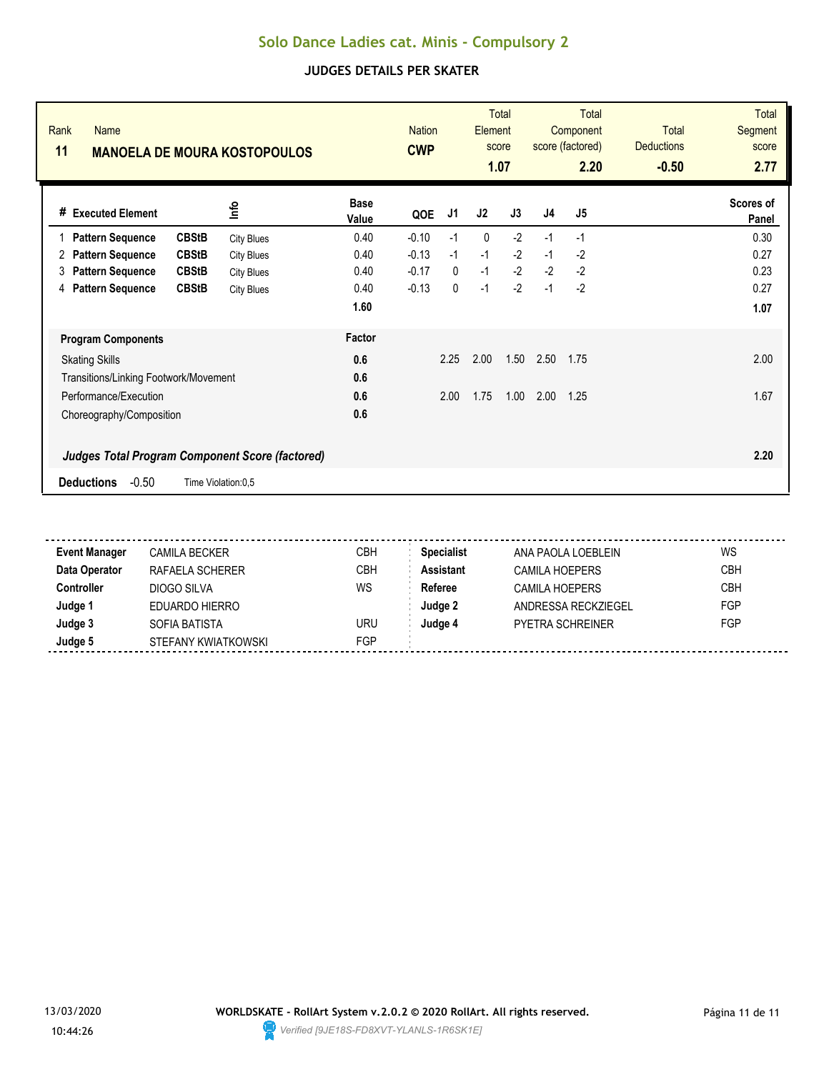# Solo Dance Ladies cat. Minis - Compulsory 2

## JUDGES DETAILS PER SKATER

| Rank | Name | Nation | Total Element score | Total Component score (factored) | Total Deductions | Total Segment score |
|---|---|---|---|---|---|---|
| 11 | MANOELA DE MOURA KOSTOPOULOS | CWP | 1.07 | 2.20 | -0.50 | 2.77 |

| # | Executed Element | | Info | Base Value | QOE | J1 | J2 | J3 | J4 | J5 | Scores of Panel |
|---|---|---|---|---|---|---|---|---|---|---|---|
| 1 | Pattern Sequence | CBStB | City Blues | 0.40 | -0.10 | -1 | 0 | -2 | -1 | -1 | 0.30 |
| 2 | Pattern Sequence | CBStB | City Blues | 0.40 | -0.13 | -1 | -1 | -2 | -1 | -2 | 0.27 |
| 3 | Pattern Sequence | CBStB | City Blues | 0.40 | -0.17 | 0 | -1 | -2 | -2 | -2 | 0.23 |
| 4 | Pattern Sequence | CBStB | City Blues | 0.40 | -0.13 | 0 | -1 | -2 | -1 | -2 | 0.27 |
| | | | | 1.60 | | | | | | | 1.07 |

| Program Components | Factor | J1 | J2 | J3 | J4 | J5 | |
|---|---|---|---|---|---|---|---|
| Skating Skills | 0.6 | 2.25 | 2.00 | 1.50 | 2.50 | 1.75 | 2.00 |
| Transitions/Linking Footwork/Movement | 0.6 | | | | | | |
| Performance/Execution | 0.6 | 2.00 | 1.75 | 1.00 | 2.00 | 1.25 | 1.67 |
| Choreography/Composition | 0.6 | | | | | | |
| *Judges Total Program Component Score (factored)* | | | | | | | 2.20 |

**Deductions** -0.50 Time Violation:0,5

| | | | | | |
|---|---|---|---|---|---|
| **Event Manager** | CAMILA BECKER | CBH | **Specialist** | ANA PAOLA LOEBLEIN | WS |
| **Data Operator** | RAFAELA SCHERER | CBH | **Assistant** | CAMILA HOEPERS | CBH |
| **Controller** | DIOGO SILVA | WS | **Referee** | CAMILA HOEPERS | CBH |
| **Judge 1** | EDUARDO HIERRO | | **Judge 2** | ANDRESSA RECKZIEGEL | FGP |
| **Judge 3** | SOFIA BATISTA | URU | **Judge 4** | PYETRA SCHREINER | FGP |
| **Judge 5** | STEFANY KWIATKOWSKI | FGP | | | |

13/03/2020 10:44:26

WORLDSKATE - RollArt System v.2.0.2 © 2020 RollArt. All rights reserved.

Verified [9JE18S-FD8XVT-YLANLS-1R6SK1E]